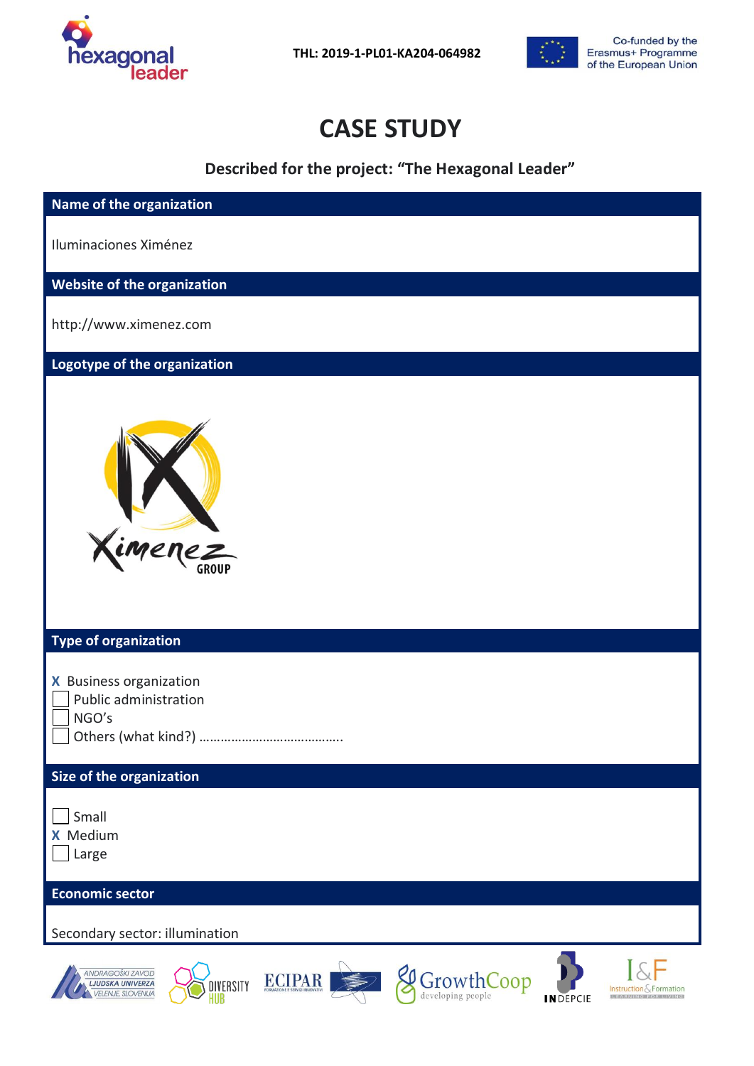THL: 2019-1-PL01-KA204-064982

# CASE STUDY

**Described for the project: "The Hexagonal Leader"**

## Name of the organization

Iluminaciones Ximénez

## Website of the organization

http://www.ximenez.com

## Logotype of the organization

## Type of organization

- X Business organization
- ☐ Public administration
- ☐ NGO's
- ☐ Others (what kind?) …………………………………..

## Size of the organization

- ☐ Small
- X Medium
- ☐ Large

## Economic sector

Secondary sector: illumination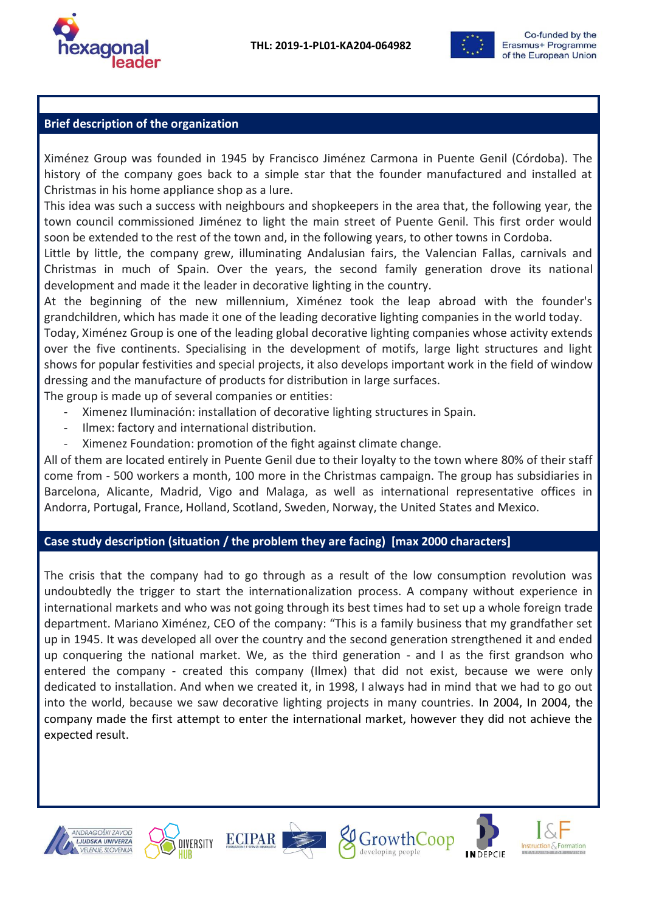## Brief description of the organization

Ximénez Group was founded in 1945 by Francisco Jiménez Carmona in Puente Genil (Córdoba). The history of the company goes back to a simple star that the founder manufactured and installed at Christmas in his home appliance shop as a lure.

This idea was such a success with neighbours and shopkeepers in the area that, the following year, the town council commissioned Jiménez to light the main street of Puente Genil. This first order would soon be extended to the rest of the town and, in the following years, to other towns in Cordoba.

Little by little, the company grew, illuminating Andalusian fairs, the Valencian Fallas, carnivals and Christmas in much of Spain. Over the years, the second family generation drove its national development and made it the leader in decorative lighting in the country.

At the beginning of the new millennium, Ximénez took the leap abroad with the founder's grandchildren, which has made it one of the leading decorative lighting companies in the world today.

Today, Ximénez Group is one of the leading global decorative lighting companies whose activity extends over the five continents. Specialising in the development of motifs, large light structures and light shows for popular festivities and special projects, it also develops important work in the field of window dressing and the manufacture of products for distribution in large surfaces.

The group is made up of several companies or entities:

- Ximenez Iluminación: installation of decorative lighting structures in Spain.
- Ilmex: factory and international distribution.
- Ximenez Foundation: promotion of the fight against climate change.

All of them are located entirely in Puente Genil due to their loyalty to the town where 80% of their staff come from - 500 workers a month, 100 more in the Christmas campaign. The group has subsidiaries in Barcelona, Alicante, Madrid, Vigo and Malaga, as well as international representative offices in Andorra, Portugal, France, Holland, Scotland, Sweden, Norway, the United States and Mexico.

## Case study description (situation / the problem they are facing) [max 2000 characters]

The crisis that the company had to go through as a result of the low consumption revolution was undoubtedly the trigger to start the internationalization process. A company without experience in international markets and who was not going through its best times had to set up a whole foreign trade department. Mariano Ximénez, CEO of the company: "This is a family business that my grandfather set up in 1945. It was developed all over the country and the second generation strengthened it and ended up conquering the national market. We, as the third generation - and I as the first grandson who entered the company - created this company (Ilmex) that did not exist, because we were only dedicated to installation. And when we created it, in 1998, I always had in mind that we had to go out into the world, because we saw decorative lighting projects in many countries. In 2004, In 2004, the company made the first attempt to enter the international market, however they did not achieve the expected result.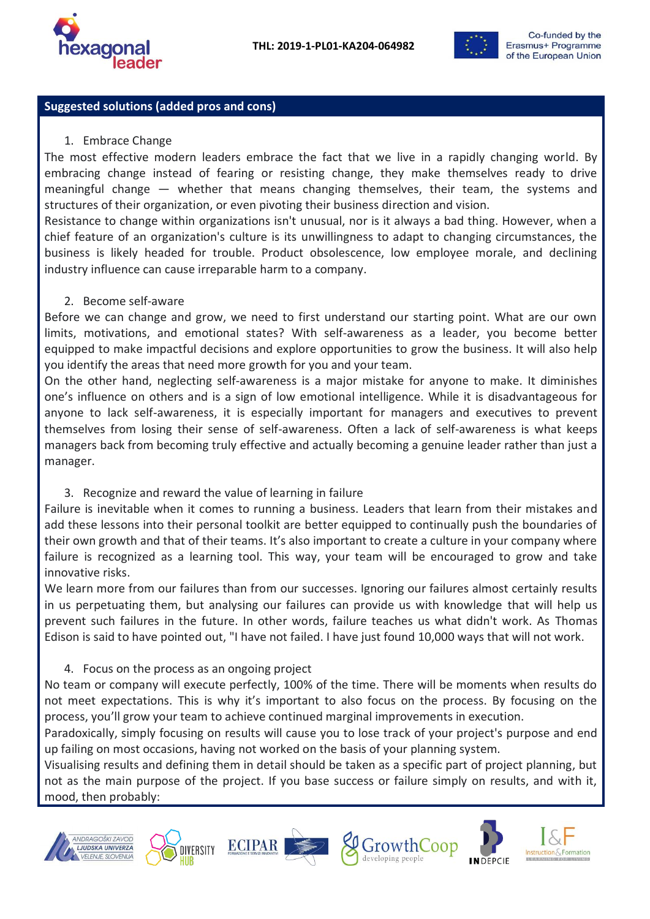## Suggested solutions (added pros and cons)

1. Embrace Change

The most effective modern leaders embrace the fact that we live in a rapidly changing world. By embracing change instead of fearing or resisting change, they make themselves ready to drive meaningful change — whether that means changing themselves, their team, the systems and structures of their organization, or even pivoting their business direction and vision.

Resistance to change within organizations isn't unusual, nor is it always a bad thing. However, when a chief feature of an organization's culture is its unwillingness to adapt to changing circumstances, the business is likely headed for trouble. Product obsolescence, low employee morale, and declining industry influence can cause irreparable harm to a company.

2. Become self-aware

Before we can change and grow, we need to first understand our starting point. What are our own limits, motivations, and emotional states? With self-awareness as a leader, you become better equipped to make impactful decisions and explore opportunities to grow the business. It will also help you identify the areas that need more growth for you and your team.

On the other hand, neglecting self-awareness is a major mistake for anyone to make. It diminishes one's influence on others and is a sign of low emotional intelligence. While it is disadvantageous for anyone to lack self-awareness, it is especially important for managers and executives to prevent themselves from losing their sense of self-awareness. Often a lack of self-awareness is what keeps managers back from becoming truly effective and actually becoming a genuine leader rather than just a manager.

3. Recognize and reward the value of learning in failure

Failure is inevitable when it comes to running a business. Leaders that learn from their mistakes and add these lessons into their personal toolkit are better equipped to continually push the boundaries of their own growth and that of their teams. It's also important to create a culture in your company where failure is recognized as a learning tool. This way, your team will be encouraged to grow and take innovative risks.

We learn more from our failures than from our successes. Ignoring our failures almost certainly results in us perpetuating them, but analysing our failures can provide us with knowledge that will help us prevent such failures in the future. In other words, failure teaches us what didn't work. As Thomas Edison is said to have pointed out, "I have not failed. I have just found 10,000 ways that will not work.

4. Focus on the process as an ongoing project

No team or company will execute perfectly, 100% of the time. There will be moments when results do not meet expectations. This is why it's important to also focus on the process. By focusing on the process, you'll grow your team to achieve continued marginal improvements in execution.

Paradoxically, simply focusing on results will cause you to lose track of your project's purpose and end up failing on most occasions, having not worked on the basis of your planning system.

Visualising results and defining them in detail should be taken as a specific part of project planning, but not as the main purpose of the project. If you base success or failure simply on results, and with it, mood, then probably: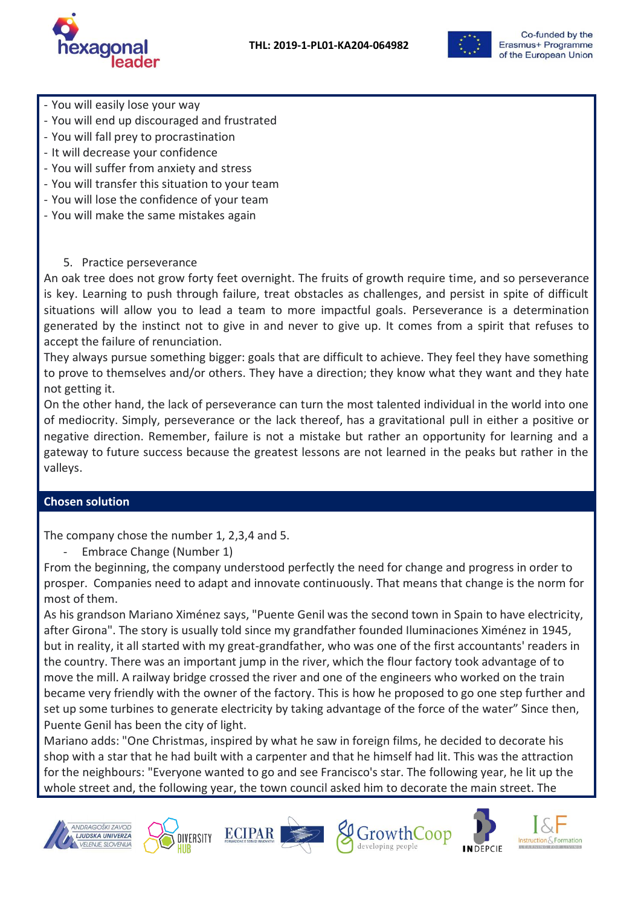- You will easily lose your way
- You will end up discouraged and frustrated
- You will fall prey to procrastination
- It will decrease your confidence
- You will suffer from anxiety and stress
- You will transfer this situation to your team
- You will lose the confidence of your team
- You will make the same mistakes again

5. Practice perseverance

An oak tree does not grow forty feet overnight. The fruits of growth require time, and so perseverance is key. Learning to push through failure, treat obstacles as challenges, and persist in spite of difficult situations will allow you to lead a team to more impactful goals. Perseverance is a determination generated by the instinct not to give in and never to give up. It comes from a spirit that refuses to accept the failure of renunciation.

They always pursue something bigger: goals that are difficult to achieve. They feel they have something to prove to themselves and/or others. They have a direction; they know what they want and they hate not getting it.

On the other hand, the lack of perseverance can turn the most talented individual in the world into one of mediocrity. Simply, perseverance or the lack thereof, has a gravitational pull in either a positive or negative direction. Remember, failure is not a mistake but rather an opportunity for learning and a gateway to future success because the greatest lessons are not learned in the peaks but rather in the valleys.

**Chosen solution**

The company chose the number 1, 2,3,4 and 5.

- Embrace Change (Number 1)

From the beginning, the company understood perfectly the need for change and progress in order to prosper. Companies need to adapt and innovate continuously. That means that change is the norm for most of them.

As his grandson Mariano Ximénez says, "Puente Genil was the second town in Spain to have electricity, after Girona". The story is usually told since my grandfather founded Iluminaciones Ximénez in 1945, but in reality, it all started with my great-grandfather, who was one of the first accountants' readers in the country. There was an important jump in the river, which the flour factory took advantage of to move the mill. A railway bridge crossed the river and one of the engineers who worked on the train became very friendly with the owner of the factory. This is how he proposed to go one step further and set up some turbines to generate electricity by taking advantage of the force of the water" Since then, Puente Genil has been the city of light.

Mariano adds: "One Christmas, inspired by what he saw in foreign films, he decided to decorate his shop with a star that he had built with a carpenter and that he himself had lit. This was the attraction for the neighbours: "Everyone wanted to go and see Francisco's star. The following year, he lit up the whole street and, the following year, the town council asked him to decorate the main street. The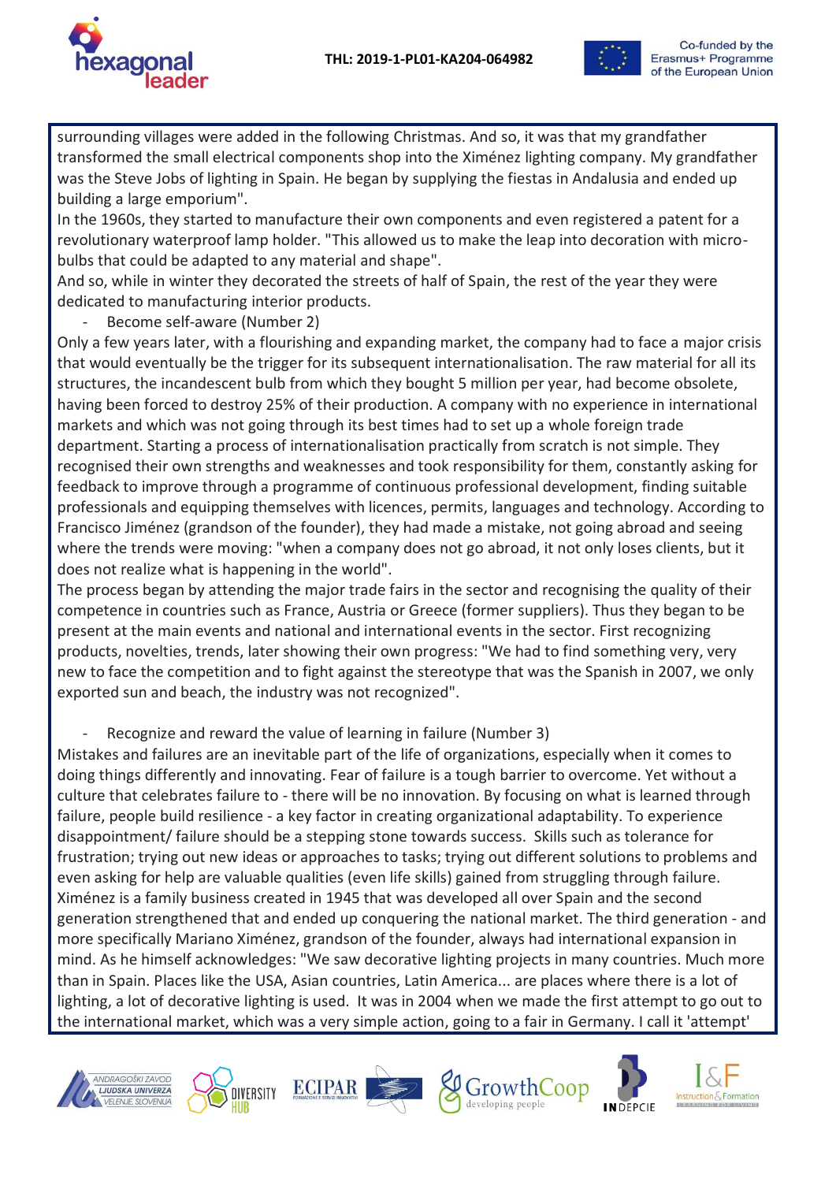surrounding villages were added in the following Christmas. And so, it was that my grandfather transformed the small electrical components shop into the Ximénez lighting company. My grandfather was the Steve Jobs of lighting in Spain. He began by supplying the fiestas in Andalusia and ended up building a large emporium".

In the 1960s, they started to manufacture their own components and even registered a patent for a revolutionary waterproof lamp holder. "This allowed us to make the leap into decoration with micro-bulbs that could be adapted to any material and shape".

And so, while in winter they decorated the streets of half of Spain, the rest of the year they were dedicated to manufacturing interior products.

- Become self-aware (Number 2)

Only a few years later, with a flourishing and expanding market, the company had to face a major crisis that would eventually be the trigger for its subsequent internationalisation. The raw material for all its structures, the incandescent bulb from which they bought 5 million per year, had become obsolete, having been forced to destroy 25% of their production. A company with no experience in international markets and which was not going through its best times had to set up a whole foreign trade department. Starting a process of internationalisation practically from scratch is not simple. They recognised their own strengths and weaknesses and took responsibility for them, constantly asking for feedback to improve through a programme of continuous professional development, finding suitable professionals and equipping themselves with licences, permits, languages and technology. According to Francisco Jiménez (grandson of the founder), they had made a mistake, not going abroad and seeing where the trends were moving: "when a company does not go abroad, it not only loses clients, but it does not realize what is happening in the world".

The process began by attending the major trade fairs in the sector and recognising the quality of their competence in countries such as France, Austria or Greece (former suppliers). Thus they began to be present at the main events and national and international events in the sector. First recognizing products, novelties, trends, later showing their own progress: "We had to find something very, very new to face the competition and to fight against the stereotype that was the Spanish in 2007, we only exported sun and beach, the industry was not recognized".

- Recognize and reward the value of learning in failure (Number 3)

Mistakes and failures are an inevitable part of the life of organizations, especially when it comes to doing things differently and innovating. Fear of failure is a tough barrier to overcome. Yet without a culture that celebrates failure to - there will be no innovation. By focusing on what is learned through failure, people build resilience - a key factor in creating organizational adaptability. To experience disappointment/ failure should be a stepping stone towards success. Skills such as tolerance for frustration; trying out new ideas or approaches to tasks; trying out different solutions to problems and even asking for help are valuable qualities (even life skills) gained from struggling through failure.

Ximénez is a family business created in 1945 that was developed all over Spain and the second generation strengthened that and ended up conquering the national market. The third generation - and more specifically Mariano Ximénez, grandson of the founder, always had international expansion in mind. As he himself acknowledges: "We saw decorative lighting projects in many countries. Much more than in Spain. Places like the USA, Asian countries, Latin America... are places where there is a lot of lighting, a lot of decorative lighting is used. It was in 2004 when we made the first attempt to go out to the international market, which was a very simple action, going to a fair in Germany. I call it 'attempt'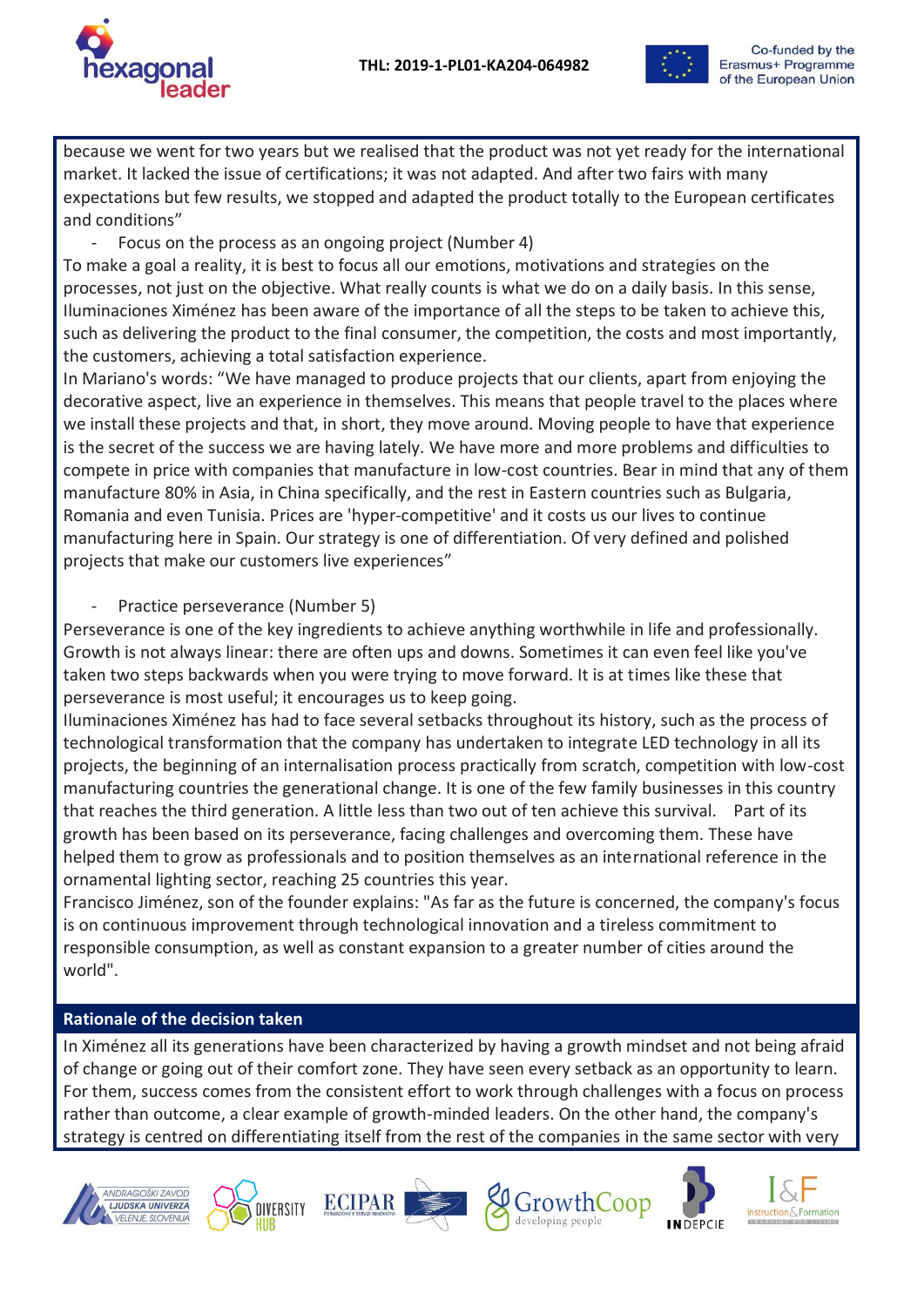because we went for two years but we realised that the product was not yet ready for the international market. It lacked the issue of certifications; it was not adapted. And after two fairs with many expectations but few results, we stopped and adapted the product totally to the European certificates and conditions"

- Focus on the process as an ongoing project (Number 4)

To make a goal a reality, it is best to focus all our emotions, motivations and strategies on the processes, not just on the objective. What really counts is what we do on a daily basis. In this sense, Iluminaciones Ximénez has been aware of the importance of all the steps to be taken to achieve this, such as delivering the product to the final consumer, the competition, the costs and most importantly, the customers, achieving a total satisfaction experience.

In Mariano's words: "We have managed to produce projects that our clients, apart from enjoying the decorative aspect, live an experience in themselves. This means that people travel to the places where we install these projects and that, in short, they move around. Moving people to have that experience is the secret of the success we are having lately. We have more and more problems and difficulties to compete in price with companies that manufacture in low-cost countries. Bear in mind that any of them manufacture 80% in Asia, in China specifically, and the rest in Eastern countries such as Bulgaria, Romania and even Tunisia. Prices are 'hyper-competitive' and it costs us our lives to continue manufacturing here in Spain. Our strategy is one of differentiation. Of very defined and polished projects that make our customers live experiences"

- Practice perseverance (Number 5)

Perseverance is one of the key ingredients to achieve anything worthwhile in life and professionally. Growth is not always linear: there are often ups and downs. Sometimes it can even feel like you've taken two steps backwards when you were trying to move forward. It is at times like these that perseverance is most useful; it encourages us to keep going.

Iluminaciones Ximénez has had to face several setbacks throughout its history, such as the process of technological transformation that the company has undertaken to integrate LED technology in all its projects, the beginning of an internalisation process practically from scratch, competition with low-cost manufacturing countries the generational change. It is one of the few family businesses in this country that reaches the third generation. A little less than two out of ten achieve this survival. Part of its growth has been based on its perseverance, facing challenges and overcoming them. These have helped them to grow as professionals and to position themselves as an international reference in the ornamental lighting sector, reaching 25 countries this year.

Francisco Jiménez, son of the founder explains: "As far as the future is concerned, the company's focus is on continuous improvement through technological innovation and a tireless commitment to responsible consumption, as well as constant expansion to a greater number of cities around the world".

## Rationale of the decision taken

In Ximénez all its generations have been characterized by having a growth mindset and not being afraid of change or going out of their comfort zone. They have seen every setback as an opportunity to learn. For them, success comes from the consistent effort to work through challenges with a focus on process rather than outcome, a clear example of growth-minded leaders. On the other hand, the company's strategy is centred on differentiating itself from the rest of the companies in the same sector with very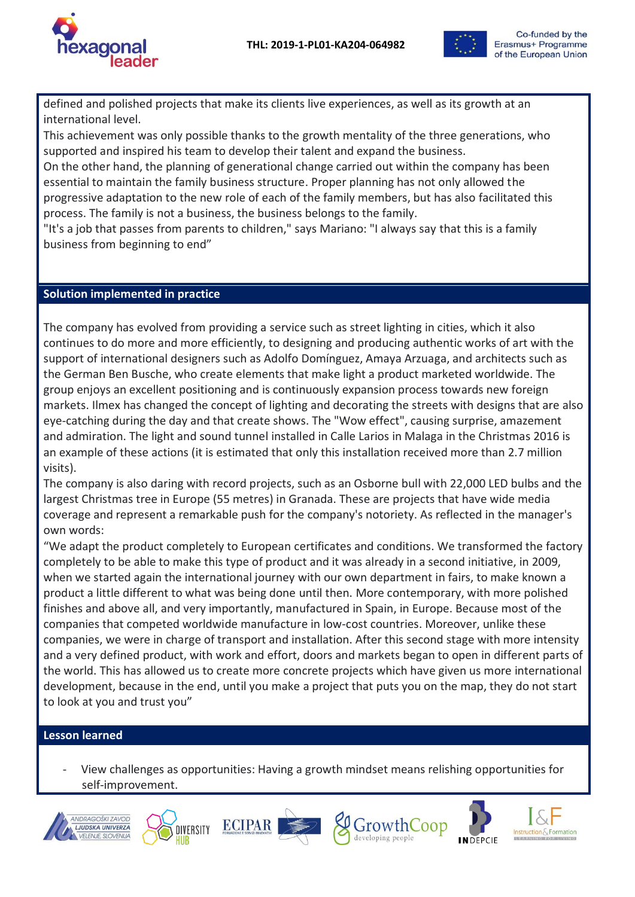defined and polished projects that make its clients live experiences, as well as its growth at an international level.

This achievement was only possible thanks to the growth mentality of the three generations, who supported and inspired his team to develop their talent and expand the business.

On the other hand, the planning of generational change carried out within the company has been essential to maintain the family business structure. Proper planning has not only allowed the progressive adaptation to the new role of each of the family members, but has also facilitated this process. The family is not a business, the business belongs to the family.

"It's a job that passes from parents to children," says Mariano: "I always say that this is a family business from beginning to end”

## Solution implemented in practice

The company has evolved from providing a service such as street lighting in cities, which it also continues to do more and more efficiently, to designing and producing authentic works of art with the support of international designers such as Adolfo Domínguez, Amaya Arzuaga, and architects such as the German Ben Busche, who create elements that make light a product marketed worldwide. The group enjoys an excellent positioning and is continuously expansion process towards new foreign markets. Ilmex has changed the concept of lighting and decorating the streets with designs that are also eye-catching during the day and that create shows. The "Wow effect", causing surprise, amazement and admiration. The light and sound tunnel installed in Calle Larios in Malaga in the Christmas 2016 is an example of these actions (it is estimated that only this installation received more than 2.7 million visits).

The company is also daring with record projects, such as an Osborne bull with 22,000 LED bulbs and the largest Christmas tree in Europe (55 metres) in Granada. These are projects that have wide media coverage and represent a remarkable push for the company's notoriety. As reflected in the manager's own words:

“We adapt the product completely to European certificates and conditions. We transformed the factory completely to be able to make this type of product and it was already in a second initiative, in 2009, when we started again the international journey with our own department in fairs, to make known a product a little different to what was being done until then. More contemporary, with more polished finishes and above all, and very importantly, manufactured in Spain, in Europe. Because most of the companies that competed worldwide manufacture in low-cost countries. Moreover, unlike these companies, we were in charge of transport and installation. After this second stage with more intensity and a very defined product, with work and effort, doors and markets began to open in different parts of the world. This has allowed us to create more concrete projects which have given us more international development, because in the end, until you make a project that puts you on the map, they do not start to look at you and trust you”

## Lesson learned

- View challenges as opportunities: Having a growth mindset means relishing opportunities for self-improvement.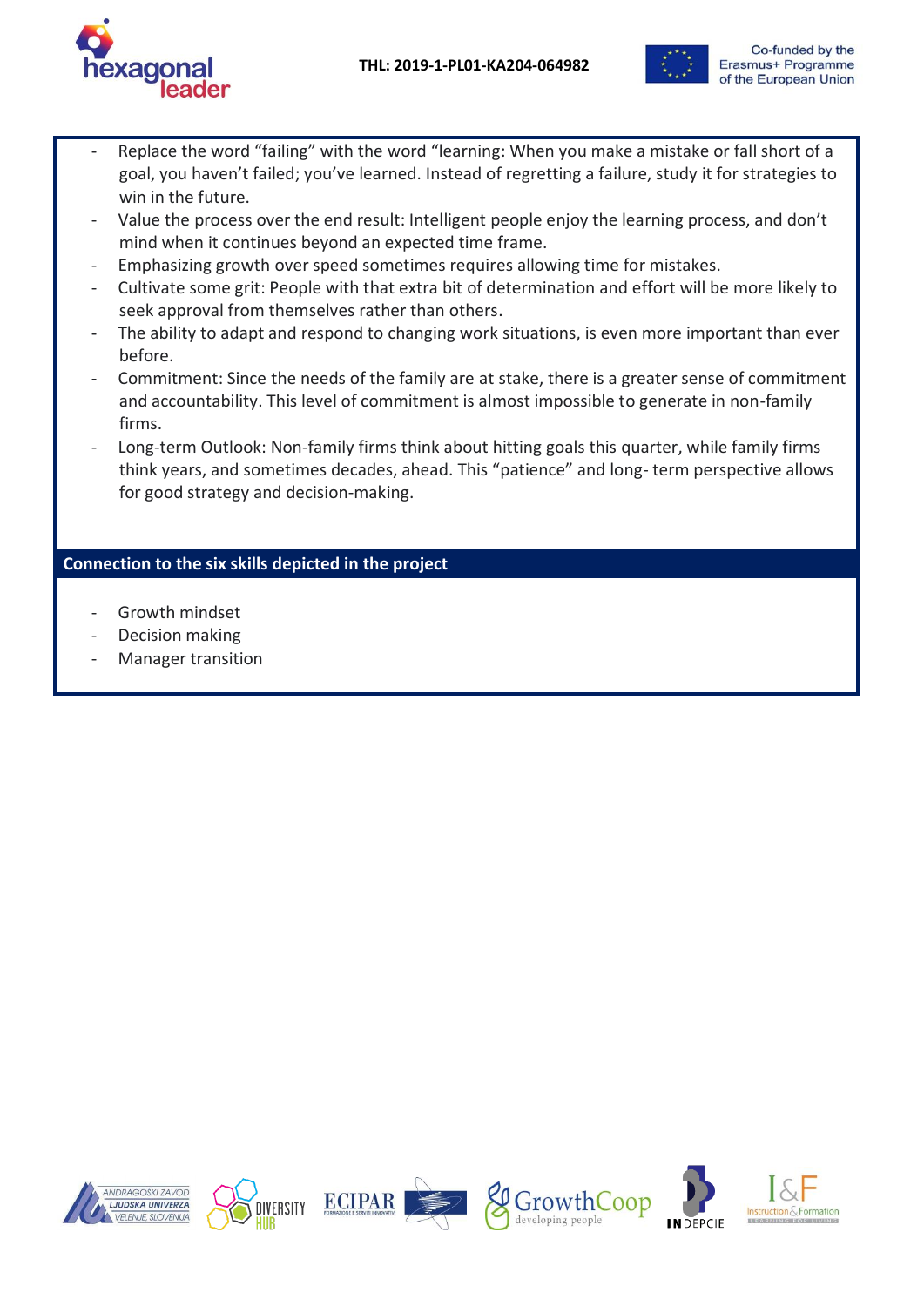- Replace the word “failing” with the word “learning: When you make a mistake or fall short of a goal, you haven’t failed; you’ve learned. Instead of regretting a failure, study it for strategies to win in the future.
- Value the process over the end result: Intelligent people enjoy the learning process, and don’t mind when it continues beyond an expected time frame.
- Emphasizing growth over speed sometimes requires allowing time for mistakes.
- Cultivate some grit: People with that extra bit of determination and effort will be more likely to seek approval from themselves rather than others.
- The ability to adapt and respond to changing work situations, is even more important than ever before.
- Commitment: Since the needs of the family are at stake, there is a greater sense of commitment and accountability. This level of commitment is almost impossible to generate in non-family firms.
- Long-term Outlook: Non-family firms think about hitting goals this quarter, while family firms think years, and sometimes decades, ahead. This “patience” and long- term perspective allows for good strategy and decision-making.

**Connection to the six skills depicted in the project**

- Growth mindset
- Decision making
- Manager transition